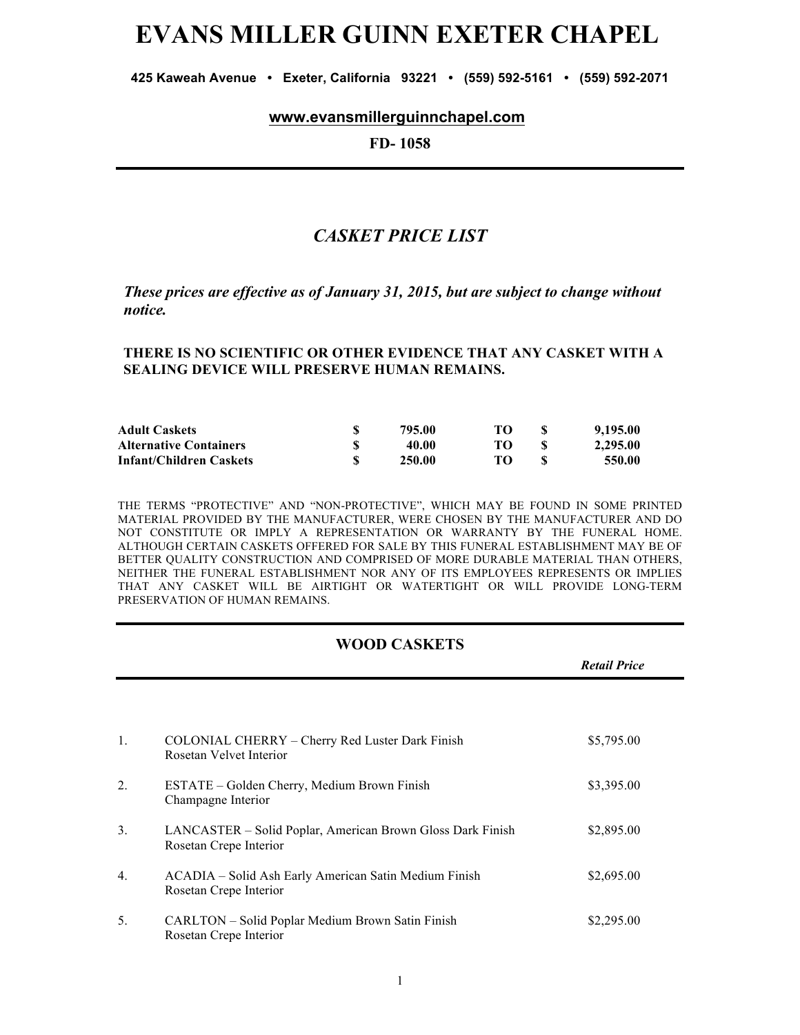# EVANS MILLER GUINN EXETER CHAPEL

**425 Kaweah Avenue • Exeter, California 93221 • (559) 592-5161 • (559) 592-2071**

**www.evansmillerguinnchapel.com**

**FD- 1058**

## *CASKET PRICE LIST*

***These prices are effective as of January 31, 2015, but are subject to change without notice.***

**THERE IS NO SCIENTIFIC OR OTHER EVIDENCE THAT ANY CASKET WITH A SEALING DEVICE WILL PRESERVE HUMAN REMAINS.**

| | | | | | |
|---|---|---|---|---|---|
| **Adult Caskets** | **$** | **795.00** | **TO** | **$** | **9,195.00** |
| **Alternative Containers** | **$** | **40.00** | **TO** | **$** | **2,295.00** |
| **Infant/Children Caskets** | **$** | **250.00** | **TO** | **$** | **550.00** |

THE TERMS "PROTECTIVE" AND "NON-PROTECTIVE", WHICH MAY BE FOUND IN SOME PRINTED MATERIAL PROVIDED BY THE MANUFACTURER, WERE CHOSEN BY THE MANUFACTURER AND DO NOT CONSTITUTE OR IMPLY A REPRESENTATION OR WARRANTY BY THE FUNERAL HOME. ALTHOUGH CERTAIN CASKETS OFFERED FOR SALE BY THIS FUNERAL ESTABLISHMENT MAY BE OF BETTER QUALITY CONSTRUCTION AND COMPRISED OF MORE DURABLE MATERIAL THAN OTHERS, NEITHER THE FUNERAL ESTABLISHMENT NOR ANY OF ITS EMPLOYEES REPRESENTS OR IMPLIES THAT ANY CASKET WILL BE AIRTIGHT OR WATERTIGHT OR WILL PROVIDE LONG-TERM PRESERVATION OF HUMAN REMAINS.

### WOOD CASKETS

| | | ***Retail Price*** |
|---|---|---|
| 1. | COLONIAL CHERRY – Cherry Red Luster Dark Finish<br>Rosetan Velvet Interior | $5,795.00 |
| 2. | ESTATE – Golden Cherry, Medium Brown Finish<br>Champagne Interior | $3,395.00 |
| 3. | LANCASTER – Solid Poplar, American Brown Gloss Dark Finish<br>Rosetan Crepe Interior | $2,895.00 |
| 4. | ACADIA – Solid Ash Early American Satin Medium Finish<br>Rosetan Crepe Interior | $2,695.00 |
| 5. | CARLTON – Solid Poplar Medium Brown Satin Finish<br>Rosetan Crepe Interior | $2,295.00 |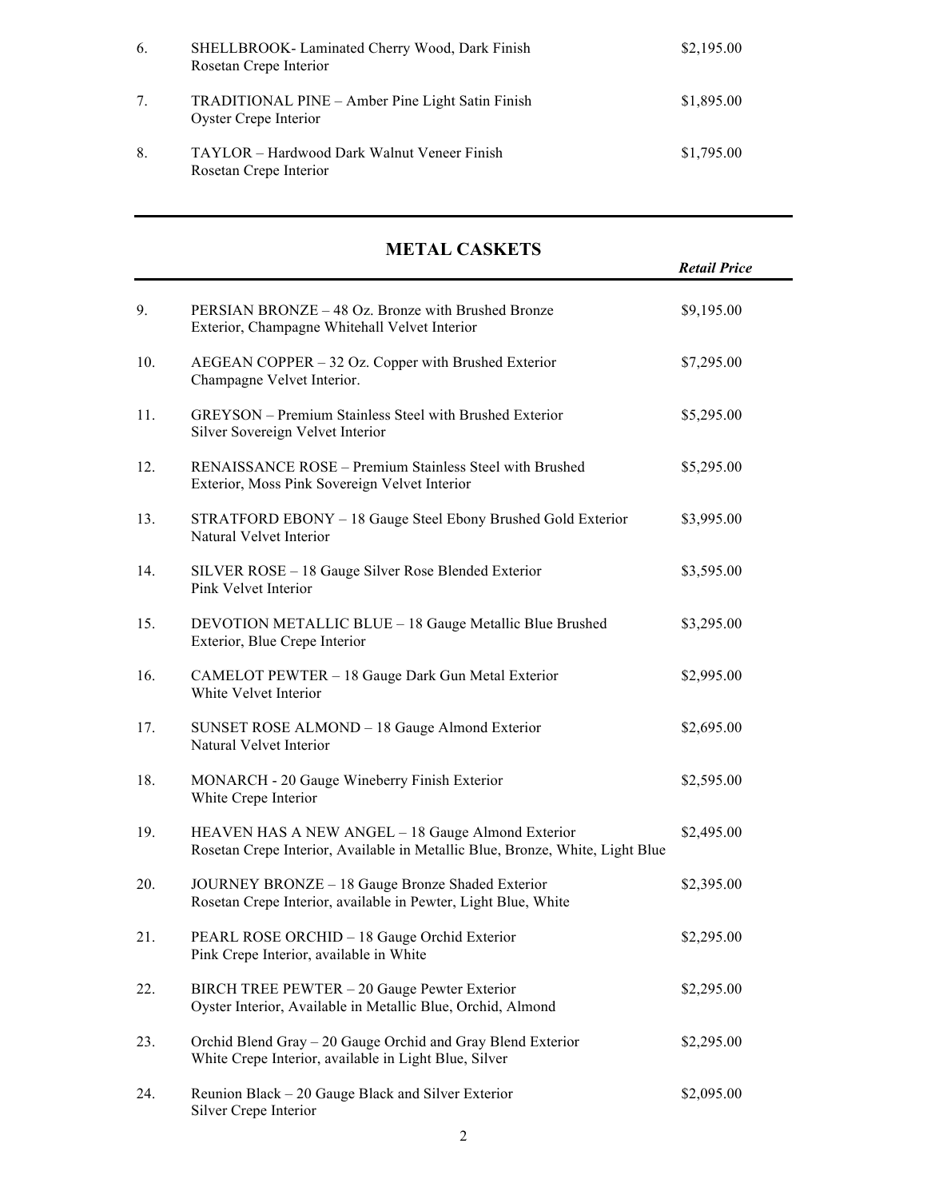| | | |
|---|---|---|
| 6. | SHELLBROOK- Laminated Cherry Wood, Dark Finish<br>Rosetan Crepe Interior | $2,195.00 |
| 7. | TRADITIONAL PINE – Amber Pine Light Satin Finish<br>Oyster Crepe Interior | $1,895.00 |
| 8. | TAYLOR – Hardwood Dark Walnut Veneer Finish<br>Rosetan Crepe Interior | $1,795.00 |

## METAL CASKETS

| | | *Retail Price* |
|---|---|---|
| 9. | PERSIAN BRONZE – 48 Oz. Bronze with Brushed Bronze Exterior, Champagne Whitehall Velvet Interior | $9,195.00 |
| 10. | AEGEAN COPPER – 32 Oz. Copper with Brushed Exterior<br>Champagne Velvet Interior. | $7,295.00 |
| 11. | GREYSON – Premium Stainless Steel with Brushed Exterior<br>Silver Sovereign Velvet Interior | $5,295.00 |
| 12. | RENAISSANCE ROSE – Premium Stainless Steel with Brushed Exterior, Moss Pink Sovereign Velvet Interior | $5,295.00 |
| 13. | STRATFORD EBONY – 18 Gauge Steel Ebony Brushed Gold Exterior<br>Natural Velvet Interior | $3,995.00 |
| 14. | SILVER ROSE – 18 Gauge Silver Rose Blended Exterior<br>Pink Velvet Interior | $3,595.00 |
| 15. | DEVOTION METALLIC BLUE – 18 Gauge Metallic Blue Brushed Exterior, Blue Crepe Interior | $3,295.00 |
| 16. | CAMELOT PEWTER – 18 Gauge Dark Gun Metal Exterior<br>White Velvet Interior | $2,995.00 |
| 17. | SUNSET ROSE ALMOND – 18 Gauge Almond Exterior<br>Natural Velvet Interior | $2,695.00 |
| 18. | MONARCH - 20 Gauge Wineberry Finish Exterior<br>White Crepe Interior | $2,595.00 |
| 19. | HEAVEN HAS A NEW ANGEL – 18 Gauge Almond Exterior<br>Rosetan Crepe Interior, Available in Metallic Blue, Bronze, White, Light Blue | $2,495.00 |
| 20. | JOURNEY BRONZE – 18 Gauge Bronze Shaded Exterior<br>Rosetan Crepe Interior, available in Pewter, Light Blue, White | $2,395.00 |
| 21. | PEARL ROSE ORCHID – 18 Gauge Orchid Exterior<br>Pink Crepe Interior, available in White | $2,295.00 |
| 22. | BIRCH TREE PEWTER – 20 Gauge Pewter Exterior<br>Oyster Interior, Available in Metallic Blue, Orchid, Almond | $2,295.00 |
| 23. | Orchid Blend Gray – 20 Gauge Orchid and Gray Blend Exterior<br>White Crepe Interior, available in Light Blue, Silver | $2,295.00 |
| 24. | Reunion Black – 20 Gauge Black and Silver Exterior<br>Silver Crepe Interior | $2,095.00 |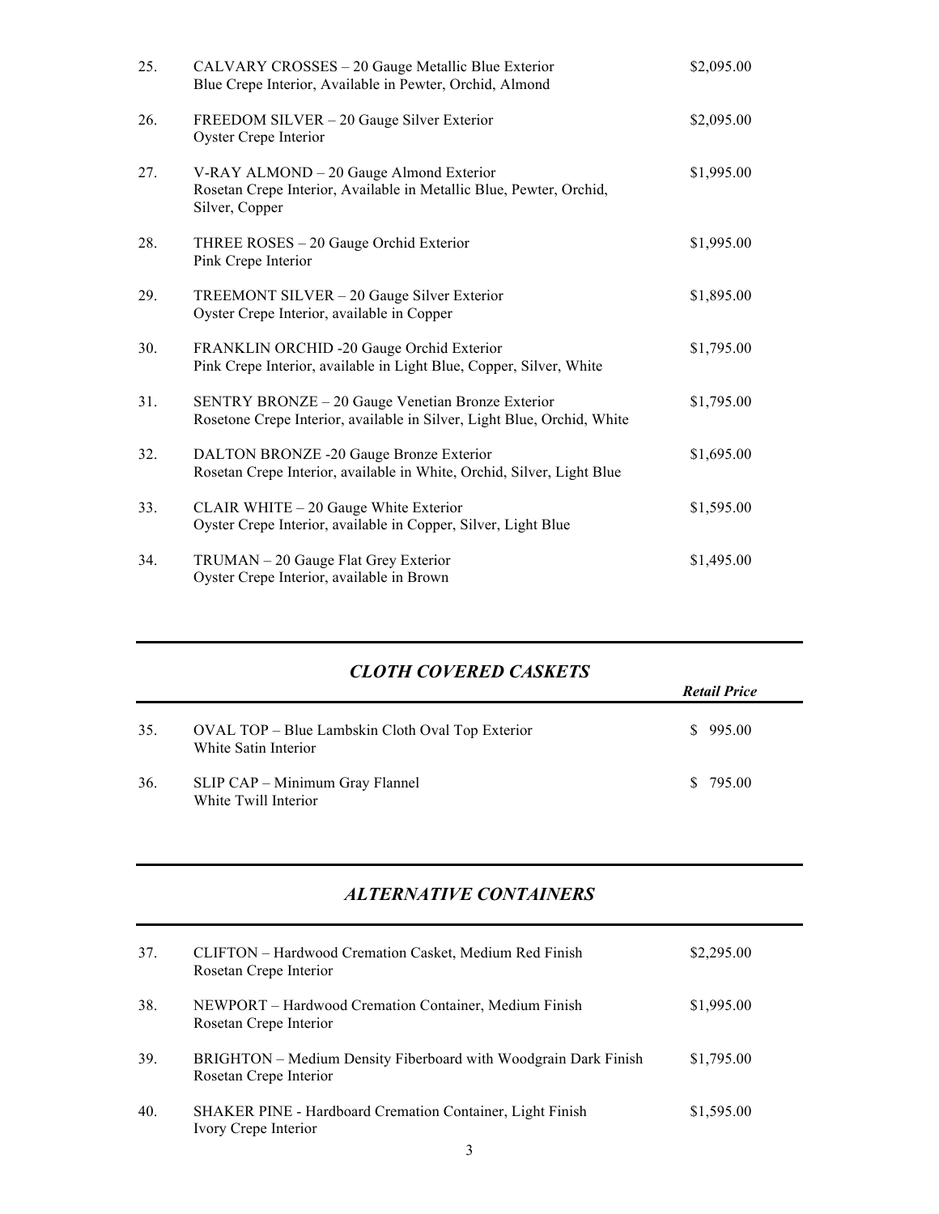| | | |
|---|---|---|
| 25. | CALVARY CROSSES – 20 Gauge Metallic Blue Exterior<br>Blue Crepe Interior, Available in Pewter, Orchid, Almond | $2,095.00 |
| 26. | FREEDOM SILVER – 20 Gauge Silver Exterior<br>Oyster Crepe Interior | $2,095.00 |
| 27. | V-RAY ALMOND – 20 Gauge Almond Exterior<br>Rosetan Crepe Interior, Available in Metallic Blue, Pewter, Orchid, Silver, Copper | $1,995.00 |
| 28. | THREE ROSES – 20 Gauge Orchid Exterior<br>Pink Crepe Interior | $1,995.00 |
| 29. | TREEMONT SILVER – 20 Gauge Silver Exterior<br>Oyster Crepe Interior, available in Copper | $1,895.00 |
| 30. | FRANKLIN ORCHID -20 Gauge Orchid Exterior<br>Pink Crepe Interior, available in Light Blue, Copper, Silver, White | $1,795.00 |
| 31. | SENTRY BRONZE – 20 Gauge Venetian Bronze Exterior<br>Rosetone Crepe Interior, available in Silver, Light Blue, Orchid, White | $1,795.00 |
| 32. | DALTON BRONZE -20 Gauge Bronze Exterior<br>Rosetan Crepe Interior, available in White, Orchid, Silver, Light Blue | $1,695.00 |
| 33. | CLAIR WHITE – 20 Gauge White Exterior<br>Oyster Crepe Interior, available in Copper, Silver, Light Blue | $1,595.00 |
| 34. | TRUMAN – 20 Gauge Flat Grey Exterior<br>Oyster Crepe Interior, available in Brown | $1,495.00 |

## *CLOTH COVERED CASKETS*

| | | ***Retail Price*** |
|---|---|---|
| 35. | OVAL TOP – Blue Lambskin Cloth Oval Top Exterior<br>White Satin Interior | $ 995.00 |
| 36. | SLIP CAP – Minimum Gray Flannel<br>White Twill Interior | $ 795.00 |

## *ALTERNATIVE CONTAINERS*

| | | |
|---|---|---|
| 37. | CLIFTON – Hardwood Cremation Casket, Medium Red Finish<br>Rosetan Crepe Interior | $2,295.00 |
| 38. | NEWPORT – Hardwood Cremation Container, Medium Finish<br>Rosetan Crepe Interior | $1,995.00 |
| 39. | BRIGHTON – Medium Density Fiberboard with Woodgrain Dark Finish<br>Rosetan Crepe Interior | $1,795.00 |
| 40. | SHAKER PINE - Hardboard Cremation Container, Light Finish<br>Ivory Crepe Interior | $1,595.00 |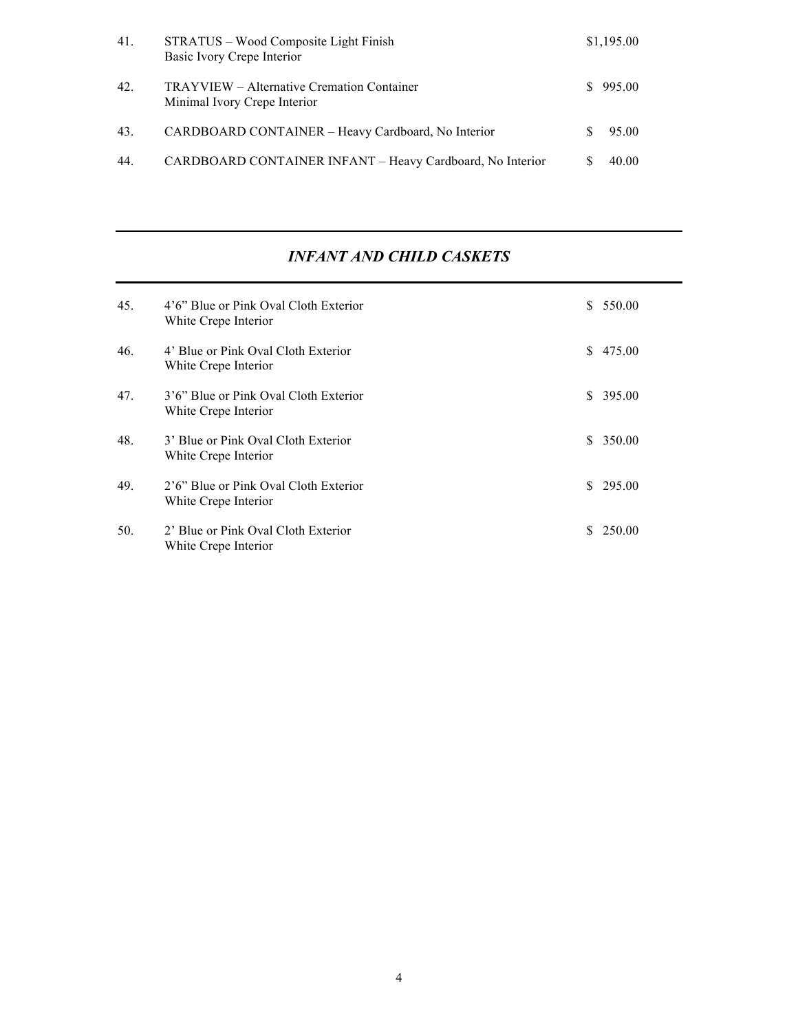| | | |
|---|---|---|
| 41. | STRATUS – Wood Composite Light Finish<br>Basic Ivory Crepe Interior | $1,195.00 |
| 42. | TRAYVIEW – Alternative Cremation Container<br>Minimal Ivory Crepe Interior | $ 995.00 |
| 43. | CARDBOARD CONTAINER – Heavy Cardboard, No Interior | $ 95.00 |
| 44. | CARDBOARD CONTAINER INFANT – Heavy Cardboard, No Interior | $ 40.00 |

## *INFANT AND CHILD CASKETS*

| | | |
|---|---|---|
| 45. | 4'6" Blue or Pink Oval Cloth Exterior<br>White Crepe Interior | $ 550.00 |
| 46. | 4' Blue or Pink Oval Cloth Exterior<br>White Crepe Interior | $ 475.00 |
| 47. | 3'6" Blue or Pink Oval Cloth Exterior<br>White Crepe Interior | $ 395.00 |
| 48. | 3' Blue or Pink Oval Cloth Exterior<br>White Crepe Interior | $ 350.00 |
| 49. | 2'6" Blue or Pink Oval Cloth Exterior<br>White Crepe Interior | $ 295.00 |
| 50. | 2' Blue or Pink Oval Cloth Exterior<br>White Crepe Interior | $ 250.00 |